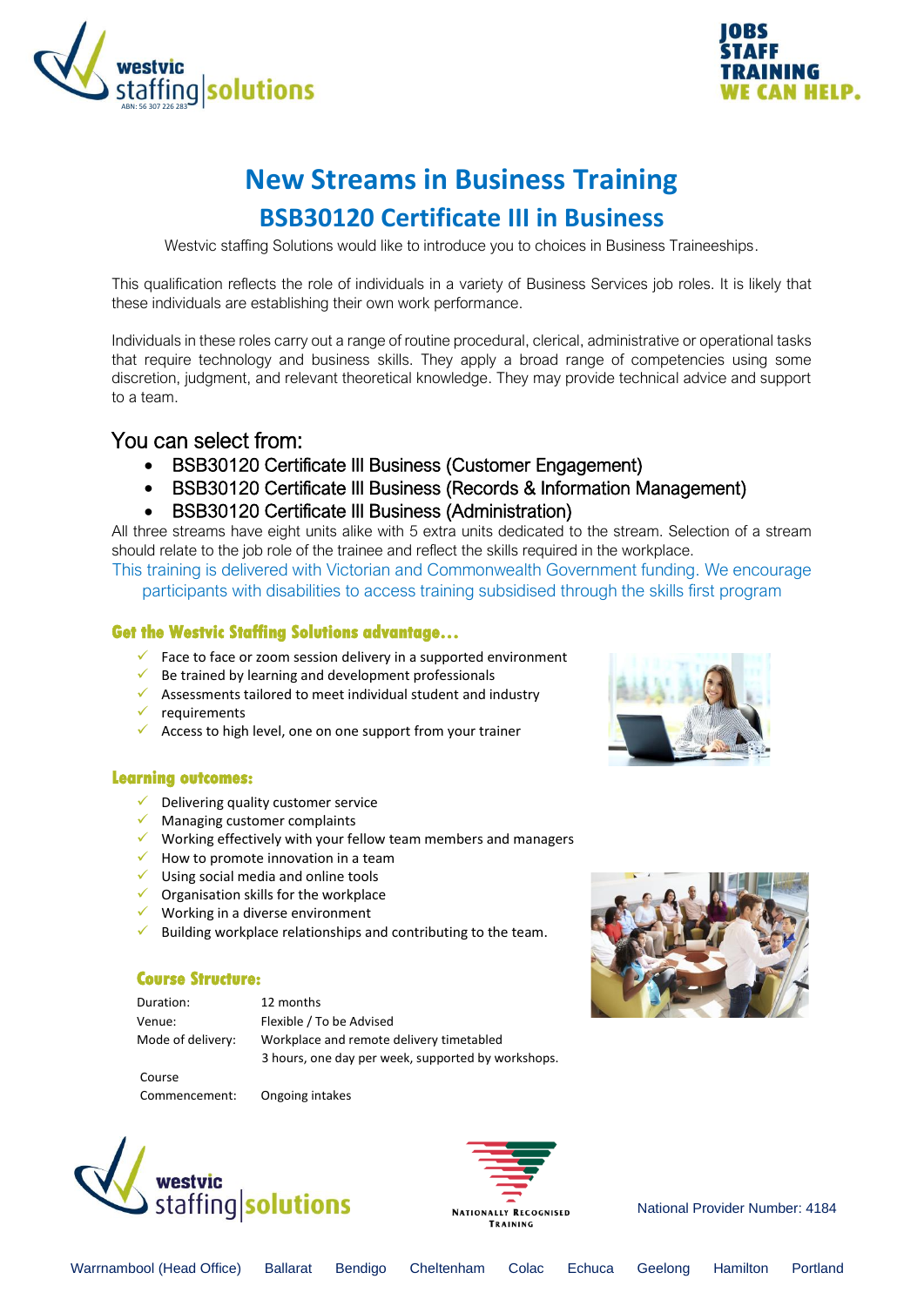westvic staffing solutions
ABN: 56 307 226 283

JOBS
STAFF
TRAINING
WE CAN HELP.

# New Streams in Business Training

## BSB30120 Certificate III in Business

Westvic staffing Solutions would like to introduce you to choices in Business Traineeships.

This qualification reflects the role of individuals in a variety of Business Services job roles. It is likely that these individuals are establishing their own work performance.

Individuals in these roles carry out a range of routine procedural, clerical, administrative or operational tasks that require technology and business skills. They apply a broad range of competencies using some discretion, judgment, and relevant theoretical knowledge. They may provide technical advice and support to a team.

### You can select from:

- BSB30120 Certificate III Business (Customer Engagement)
- BSB30120 Certificate III Business (Records & Information Management)
- BSB30120 Certificate III Business (Administration)

All three streams have eight units alike with 5 extra units dedicated to the stream. Selection of a stream should relate to the job role of the trainee and reflect the skills required in the workplace.

This training is delivered with Victorian and Commonwealth Government funding. We encourage participants with disabilities to access training subsidised through the skills first program

### Get the Westvic Staffing Solutions advantage…

- ✓ Face to face or zoom session delivery in a supported environment
- ✓ Be trained by learning and development professionals
- ✓ Assessments tailored to meet individual student and industry
- ✓ requirements
- ✓ Access to high level, one on one support from your trainer

### Learning outcomes:

- ✓ Delivering quality customer service
- ✓ Managing customer complaints
- ✓ Working effectively with your fellow team members and managers
- ✓ How to promote innovation in a team
- ✓ Using social media and online tools
- ✓ Organisation skills for the workplace
- ✓ Working in a diverse environment
- ✓ Building workplace relationships and contributing to the team.

### Course Structure:

| | |
|---|---|
| Duration: | 12 months |
| Venue: | Flexible / To be Advised |
| Mode of delivery: | Workplace and remote delivery timetabled<br>3 hours, one day per week, supported by workshops. |
| Course Commencement: | Ongoing intakes |

westvic staffing solutions

NATIONALLY RECOGNISED TRAINING

National Provider Number: 4184

Warrnambool (Head Office) Ballarat Bendigo Cheltenham Colac Echuca Geelong Hamilton Portland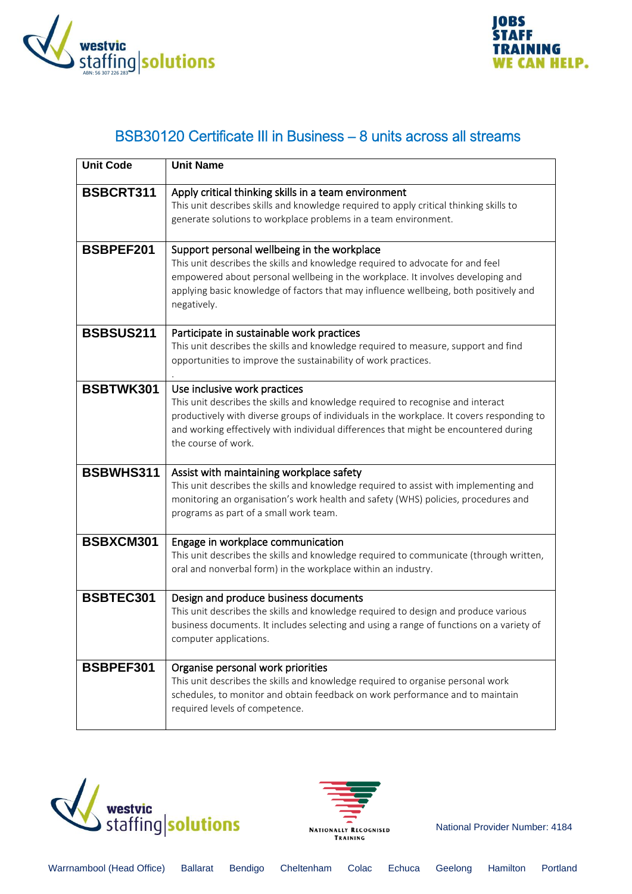## BSB30120 Certificate III in Business – 8 units across all streams

| Unit Code | Unit Name |
|---|---|
| **BSBCRT311** | Apply critical thinking skills in a team environment<br>This unit describes skills and knowledge required to apply critical thinking skills to generate solutions to workplace problems in a team environment. |
| **BSBPEF201** | Support personal wellbeing in the workplace<br>This unit describes the skills and knowledge required to advocate for and feel empowered about personal wellbeing in the workplace. It involves developing and applying basic knowledge of factors that may influence wellbeing, both positively and negatively. |
| **BSBSUS211** | Participate in sustainable work practices<br>This unit describes the skills and knowledge required to measure, support and find opportunities to improve the sustainability of work practices.<br>. |
| **BSBTWK301** | Use inclusive work practices<br>This unit describes the skills and knowledge required to recognise and interact productively with diverse groups of individuals in the workplace. It covers responding to and working effectively with individual differences that might be encountered during the course of work. |
| **BSBWHS311** | Assist with maintaining workplace safety<br>This unit describes the skills and knowledge required to assist with implementing and monitoring an organisation's work health and safety (WHS) policies, procedures and programs as part of a small work team. |
| **BSBXCM301** | Engage in workplace communication<br>This unit describes the skills and knowledge required to communicate (through written, oral and nonverbal form) in the workplace within an industry. |
| **BSBTEC301** | Design and produce business documents<br>This unit describes the skills and knowledge required to design and produce various business documents. It includes selecting and using a range of functions on a variety of computer applications. |
| **BSBPEF301** | Organise personal work priorities<br>This unit describes the skills and knowledge required to organise personal work schedules, to monitor and obtain feedback on work performance and to maintain required levels of competence. |

National Provider Number: 4184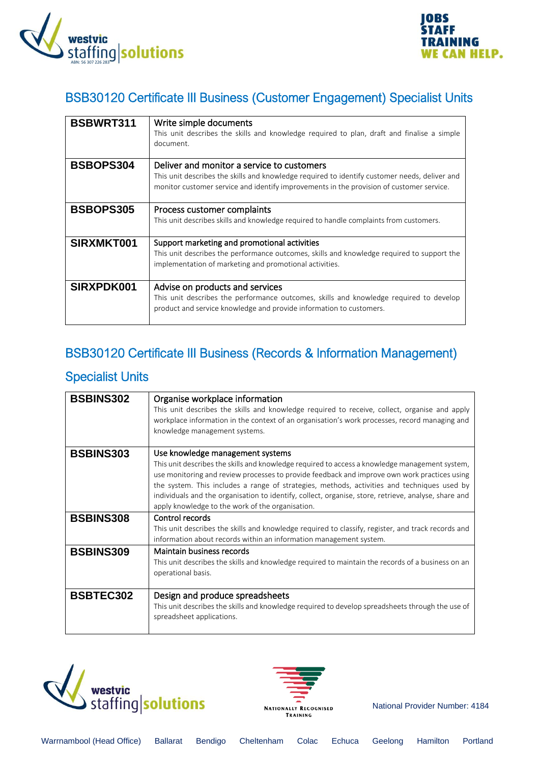## BSB30120 Certificate III Business (Customer Engagement) Specialist Units

| | |
|---|---|
| **BSBWRT311** | Write simple documents<br>This unit describes the skills and knowledge required to plan, draft and finalise a simple document. |
| **BSBOPS304** | Deliver and monitor a service to customers<br>This unit describes the skills and knowledge required to identify customer needs, deliver and monitor customer service and identify improvements in the provision of customer service. |
| **BSBOPS305** | Process customer complaints<br>This unit describes skills and knowledge required to handle complaints from customers. |
| **SIRXMKT001** | Support marketing and promotional activities<br>This unit describes the performance outcomes, skills and knowledge required to support the implementation of marketing and promotional activities. |
| **SIRXPDK001** | Advise on products and services<br>This unit describes the performance outcomes, skills and knowledge required to develop product and service knowledge and provide information to customers. |

## BSB30120 Certificate III Business (Records & Information Management) Specialist Units

| | |
|---|---|
| **BSBINS302** | Organise workplace information<br>This unit describes the skills and knowledge required to receive, collect, organise and apply workplace information in the context of an organisation's work processes, record managing and knowledge management systems. |
| **BSBINS303** | Use knowledge management systems<br>This unit describes the skills and knowledge required to access a knowledge management system, use monitoring and review processes to provide feedback and improve own work practices using the system. This includes a range of strategies, methods, activities and techniques used by individuals and the organisation to identify, collect, organise, store, retrieve, analyse, share and apply knowledge to the work of the organisation. |
| **BSBINS308** | Control records<br>This unit describes the skills and knowledge required to classify, register, and track records and information about records within an information management system. |
| **BSBINS309** | Maintain business records<br>This unit describes the skills and knowledge required to maintain the records of a business on an operational basis. |
| **BSBTEC302** | Design and produce spreadsheets<br>This unit describes the skills and knowledge required to develop spreadsheets through the use of spreadsheet applications. |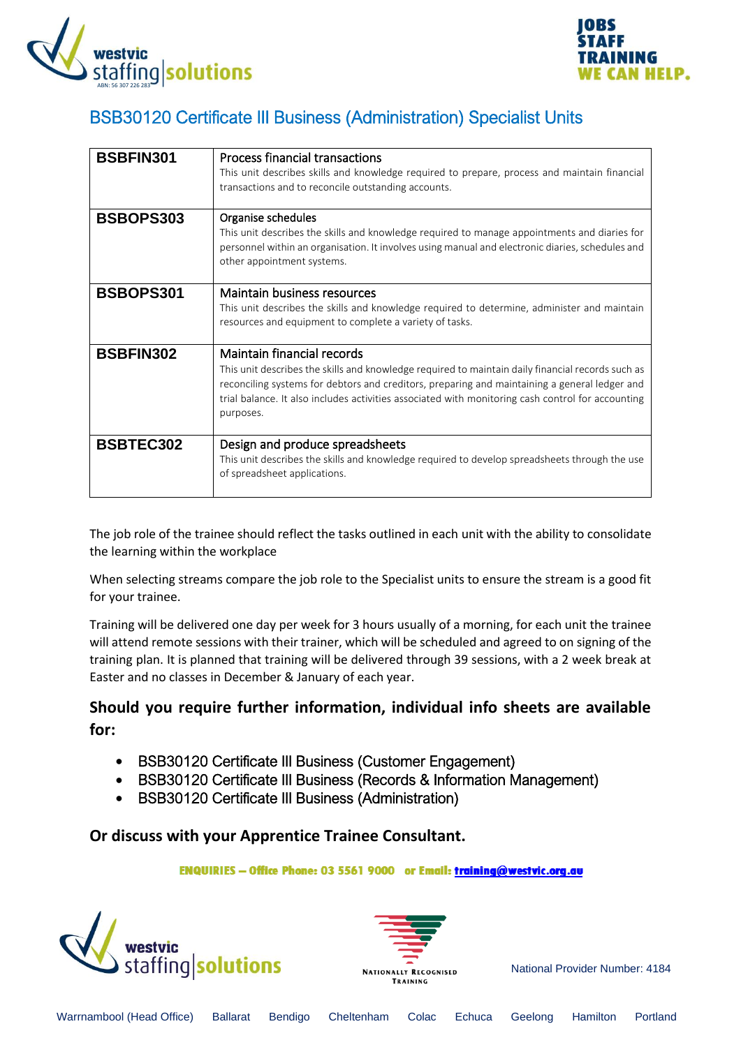# BSB30120 Certificate III Business (Administration) Specialist Units

| | |
|---|---|
| **BSBFIN301** | Process financial transactions<br>This unit describes skills and knowledge required to prepare, process and maintain financial transactions and to reconcile outstanding accounts. |
| **BSBOPS303** | Organise schedules<br>This unit describes the skills and knowledge required to manage appointments and diaries for personnel within an organisation. It involves using manual and electronic diaries, schedules and other appointment systems. |
| **BSBOPS301** | Maintain business resources<br>This unit describes the skills and knowledge required to determine, administer and maintain resources and equipment to complete a variety of tasks. |
| **BSBFIN302** | Maintain financial records<br>This unit describes the skills and knowledge required to maintain daily financial records such as reconciling systems for debtors and creditors, preparing and maintaining a general ledger and trial balance. It also includes activities associated with monitoring cash control for accounting purposes. |
| **BSBTEC302** | Design and produce spreadsheets<br>This unit describes the skills and knowledge required to develop spreadsheets through the use of spreadsheet applications. |

The job role of the trainee should reflect the tasks outlined in each unit with the ability to consolidate the learning within the workplace

When selecting streams compare the job role to the Specialist units to ensure the stream is a good fit for your trainee.

Training will be delivered one day per week for 3 hours usually of a morning, for each unit the trainee will attend remote sessions with their trainer, which will be scheduled and agreed to on signing of the training plan. It is planned that training will be delivered through 39 sessions, with a 2 week break at Easter and no classes in December & January of each year.

## Should you require further information, individual info sheets are available for:

- BSB30120 Certificate III Business (Customer Engagement)
- BSB30120 Certificate III Business (Records & Information Management)
- BSB30120 Certificate III Business (Administration)

## Or discuss with your Apprentice Trainee Consultant.

ENQUIRIES – Office Phone: 03 5561 9000 or Email: training@westvic.org.au

National Provider Number: 4184

Warrnambool (Head Office) Ballarat Bendigo Cheltenham Colac Echuca Geelong Hamilton Portland